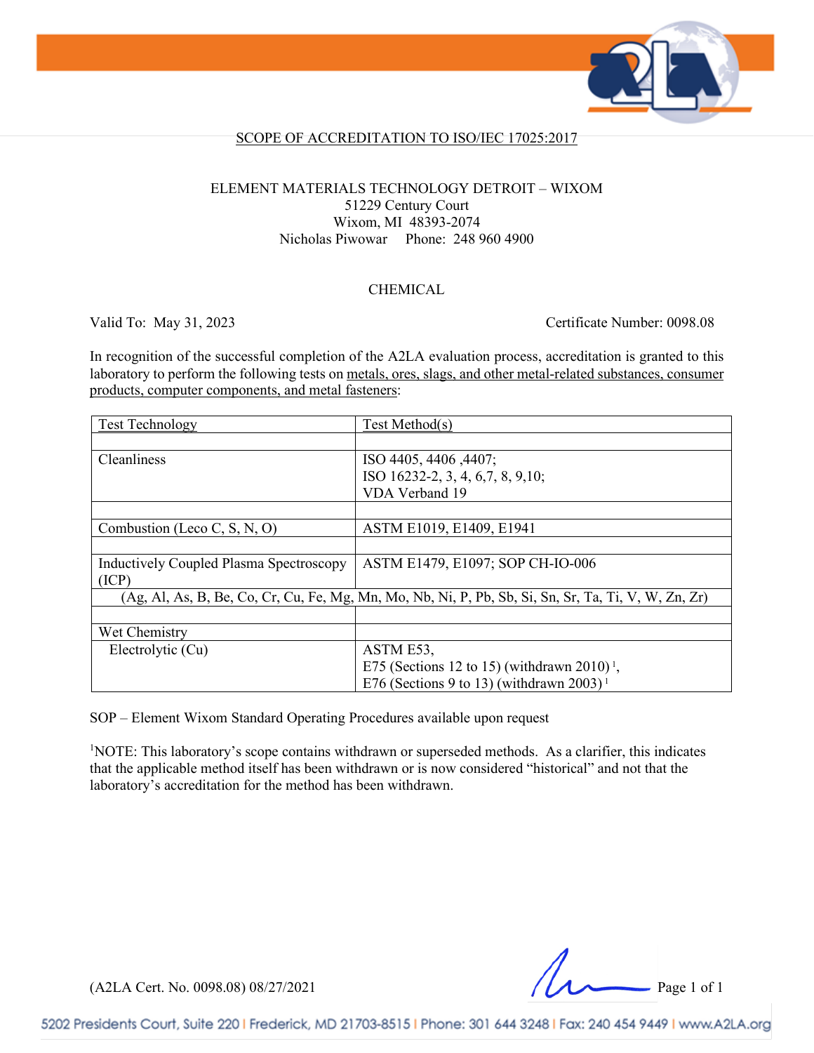## SCOPE OF ACCREDITATION TO ISO/IEC 17025:2017

ELEMENT MATERIALS TECHNOLOGY DETROIT – WIXOM
51229 Century Court
Wixom, MI 48393-2074
Nicholas Piwowar Phone: 248 960 4900

### CHEMICAL

Valid To: May 31, 2023 Certificate Number: 0098.08

In recognition of the successful completion of the A2LA evaluation process, accreditation is granted to this laboratory to perform the following tests on metals, ores, slags, and other metal-related substances, consumer products, computer components, and metal fasteners:

| Test Technology | Test Method(s) |
|---|---|
| | |
| Cleanliness | ISO 4405, 4406 ,4407;<br>ISO 16232-2, 3, 4, 6,7, 8, 9,10;<br>VDA Verband 19 |
| | |
| Combustion (Leco C, S, N, O) | ASTM E1019, E1409, E1941 |
| | |
| Inductively Coupled Plasma Spectroscopy (ICP) | ASTM E1479, E1097; SOP CH-IO-006 |
| (Ag, Al, As, B, Be, Co, Cr, Cu, Fe, Mg, Mn, Mo, Nb, Ni, P, Pb, Sb, Si, Sn, Sr, Ta, Ti, V, W, Zn, Zr) | |
| | |
| Wet Chemistry | |
| Electrolytic (Cu) | ASTM E53,<br>E75 (Sections 12 to 15) (withdrawn 2010) [1],<br>E76 (Sections 9 to 13) (withdrawn 2003) [1] |

SOP – Element Wixom Standard Operating Procedures available upon request

[1]NOTE: This laboratory's scope contains withdrawn or superseded methods. As a clarifier, this indicates that the applicable method itself has been withdrawn or is now considered "historical" and not that the laboratory's accreditation for the method has been withdrawn.

(A2LA Cert. No. 0098.08) 08/27/2021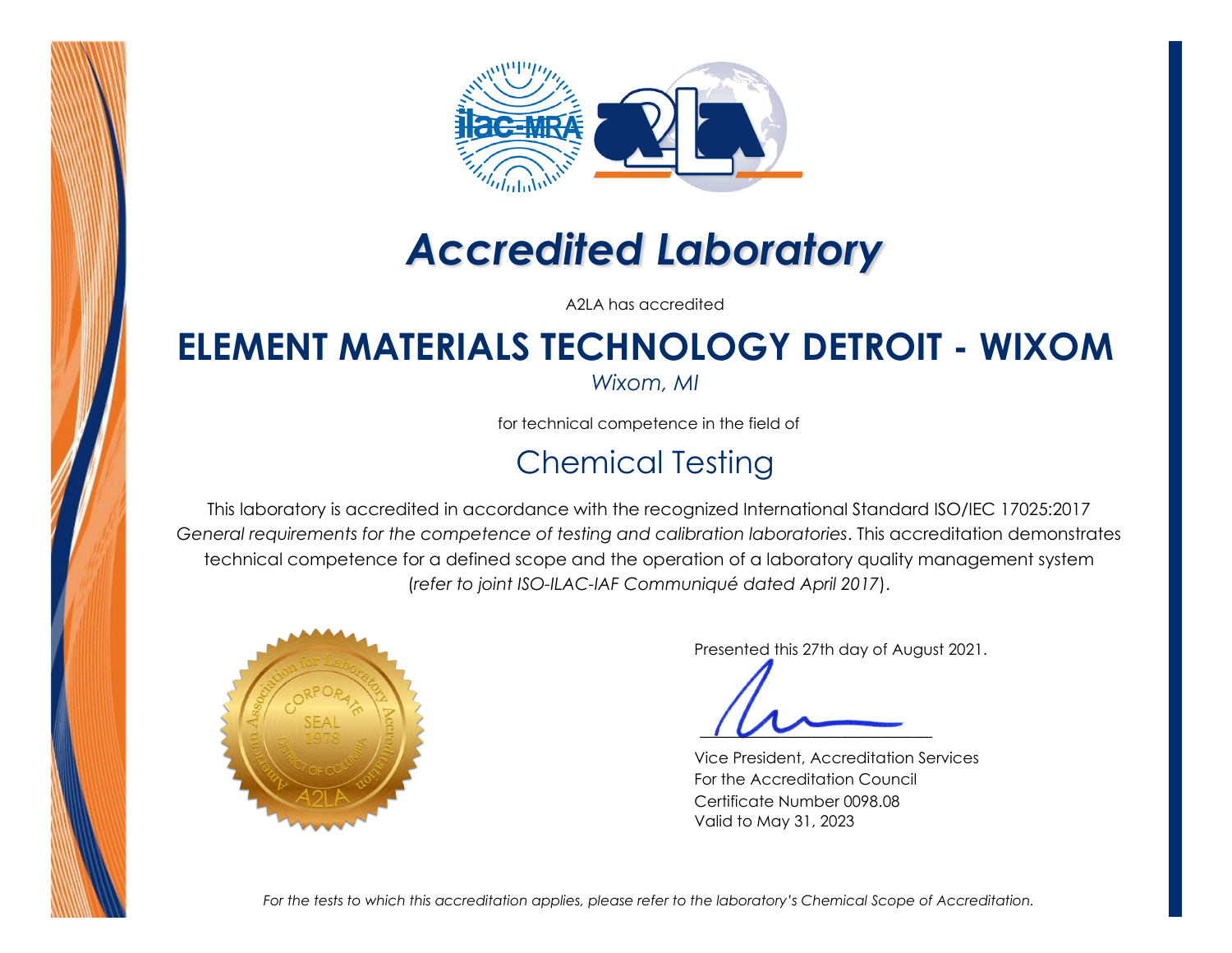# Accredited Laboratory

A2LA has accredited

## ELEMENT MATERIALS TECHNOLOGY DETROIT - WIXOM

*Wixom, MI*

for technical competence in the field of

## Chemical Testing

This laboratory is accredited in accordance with the recognized International Standard ISO/IEC 17025:2017 *General requirements for the competence of testing and calibration laboratories*. This accreditation demonstrates technical competence for a defined scope and the operation of a laboratory quality management system (*refer to joint ISO-ILAC-IAF Communiqué dated April 2017*).

Presented this 27th day of August 2021.

Vice President, Accreditation Services
For the Accreditation Council
Certificate Number 0098.08
Valid to May 31, 2023

*For the tests to which this accreditation applies, please refer to the laboratory's Chemical Scope of Accreditation.*